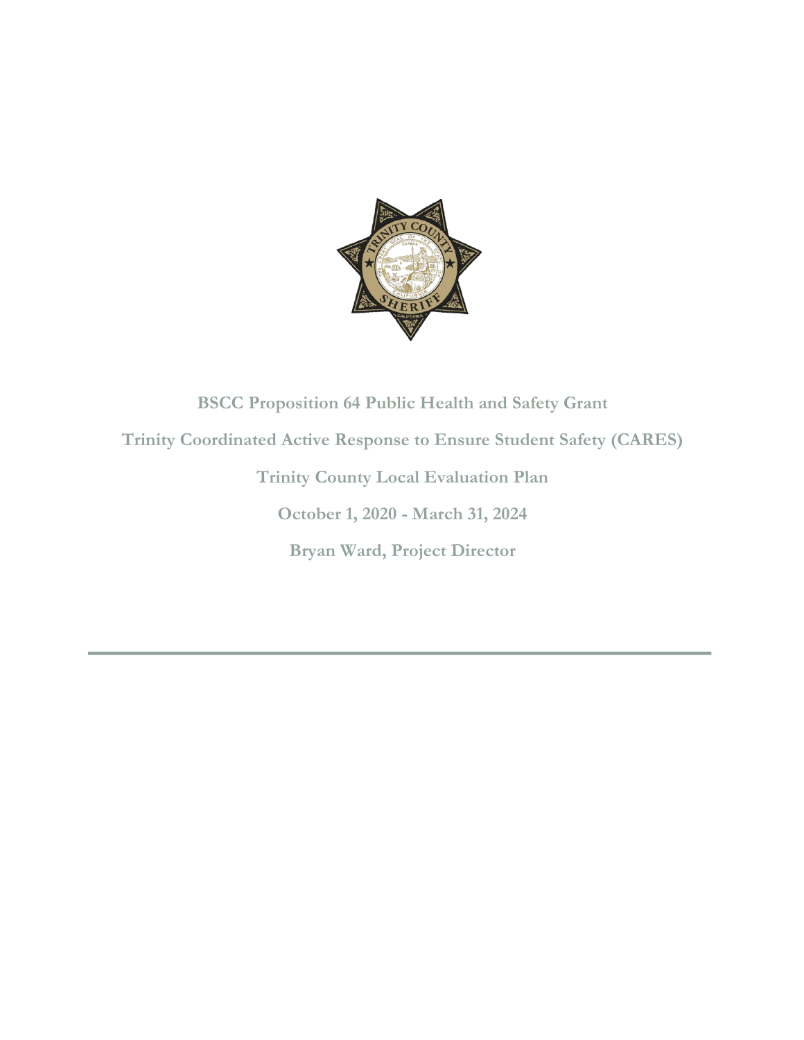# BSCC Proposition 64 Public Health and Safety Grant

## Trinity Coordinated Active Response to Ensure Student Safety (CARES)

## Trinity County Local Evaluation Plan

## October 1, 2020 - March 31, 2024

## Bryan Ward, Project Director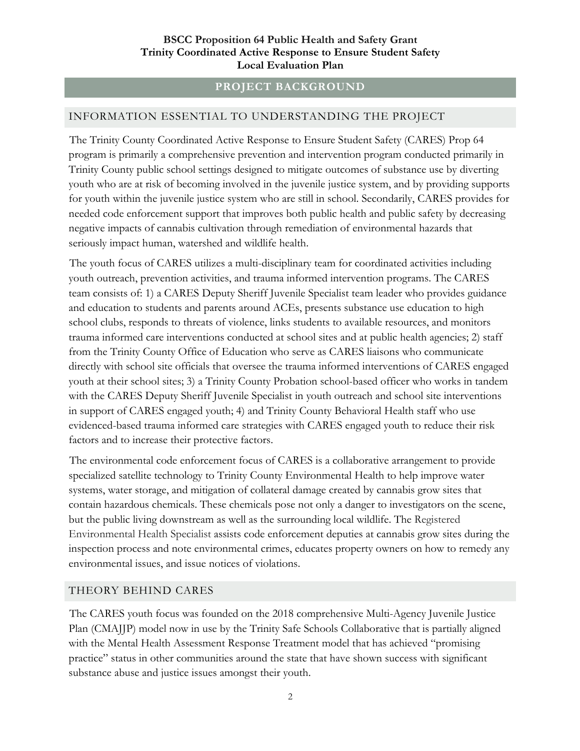## PROJECT BACKGROUND

### INFORMATION ESSENTIAL TO UNDERSTANDING THE PROJECT

The Trinity County Coordinated Active Response to Ensure Student Safety (CARES) Prop 64 program is primarily a comprehensive prevention and intervention program conducted primarily in Trinity County public school settings designed to mitigate outcomes of substance use by diverting youth who are at risk of becoming involved in the juvenile justice system, and by providing supports for youth within the juvenile justice system who are still in school. Secondarily, CARES provides for needed code enforcement support that improves both public health and public safety by decreasing negative impacts of cannabis cultivation through remediation of environmental hazards that seriously impact human, watershed and wildlife health.

The youth focus of CARES utilizes a multi-disciplinary team for coordinated activities including youth outreach, prevention activities, and trauma informed intervention programs. The CARES team consists of: 1) a CARES Deputy Sheriff Juvenile Specialist team leader who provides guidance and education to students and parents around ACEs, presents substance use education to high school clubs, responds to threats of violence, links students to available resources, and monitors trauma informed care interventions conducted at school sites and at public health agencies; 2) staff from the Trinity County Office of Education who serve as CARES liaisons who communicate directly with school site officials that oversee the trauma informed interventions of CARES engaged youth at their school sites; 3) a Trinity County Probation school-based officer who works in tandem with the CARES Deputy Sheriff Juvenile Specialist in youth outreach and school site interventions in support of CARES engaged youth; 4) and Trinity County Behavioral Health staff who use evidenced-based trauma informed care strategies with CARES engaged youth to reduce their risk factors and to increase their protective factors.

The environmental code enforcement focus of CARES is a collaborative arrangement to provide specialized satellite technology to Trinity County Environmental Health to help improve water systems, water storage, and mitigation of collateral damage created by cannabis grow sites that contain hazardous chemicals. These chemicals pose not only a danger to investigators on the scene, but the public living downstream as well as the surrounding local wildlife. The Registered Environmental Health Specialist assists code enforcement deputies at cannabis grow sites during the inspection process and note environmental crimes, educates property owners on how to remedy any environmental issues, and issue notices of violations.

### THEORY BEHIND CARES

The CARES youth focus was founded on the 2018 comprehensive Multi-Agency Juvenile Justice Plan (CMAJJP) model now in use by the Trinity Safe Schools Collaborative that is partially aligned with the Mental Health Assessment Response Treatment model that has achieved "promising practice" status in other communities around the state that have shown success with significant substance abuse and justice issues amongst their youth.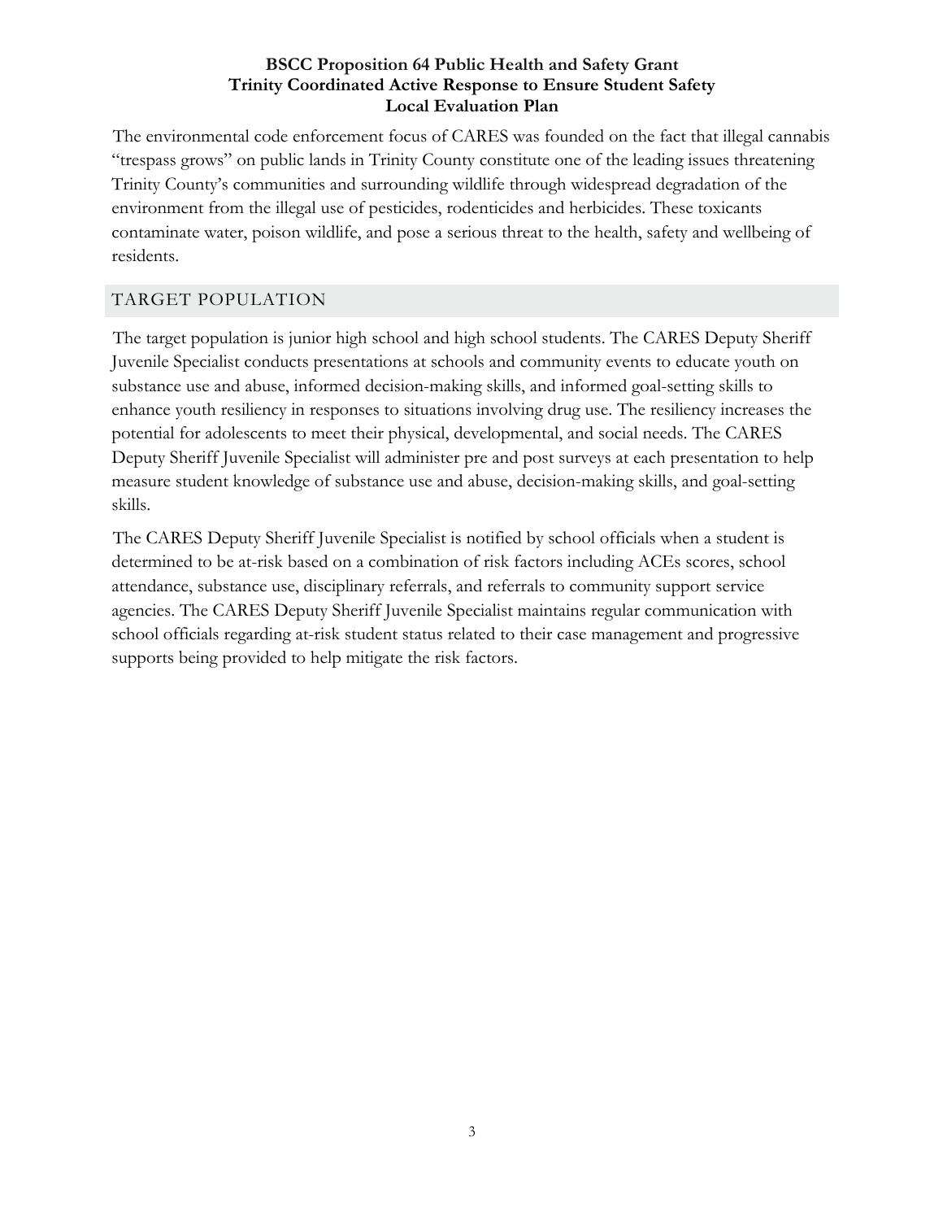The environmental code enforcement focus of CARES was founded on the fact that illegal cannabis "trespass grows" on public lands in Trinity County constitute one of the leading issues threatening Trinity County's communities and surrounding wildlife through widespread degradation of the environment from the illegal use of pesticides, rodenticides and herbicides. These toxicants contaminate water, poison wildlife, and pose a serious threat to the health, safety and wellbeing of residents.

## TARGET POPULATION

The target population is junior high school and high school students. The CARES Deputy Sheriff Juvenile Specialist conducts presentations at schools and community events to educate youth on substance use and abuse, informed decision-making skills, and informed goal-setting skills to enhance youth resiliency in responses to situations involving drug use. The resiliency increases the potential for adolescents to meet their physical, developmental, and social needs. The CARES Deputy Sheriff Juvenile Specialist will administer pre and post surveys at each presentation to help measure student knowledge of substance use and abuse, decision-making skills, and goal-setting skills.

The CARES Deputy Sheriff Juvenile Specialist is notified by school officials when a student is determined to be at-risk based on a combination of risk factors including ACEs scores, school attendance, substance use, disciplinary referrals, and referrals to community support service agencies. The CARES Deputy Sheriff Juvenile Specialist maintains regular communication with school officials regarding at-risk student status related to their case management and progressive supports being provided to help mitigate the risk factors.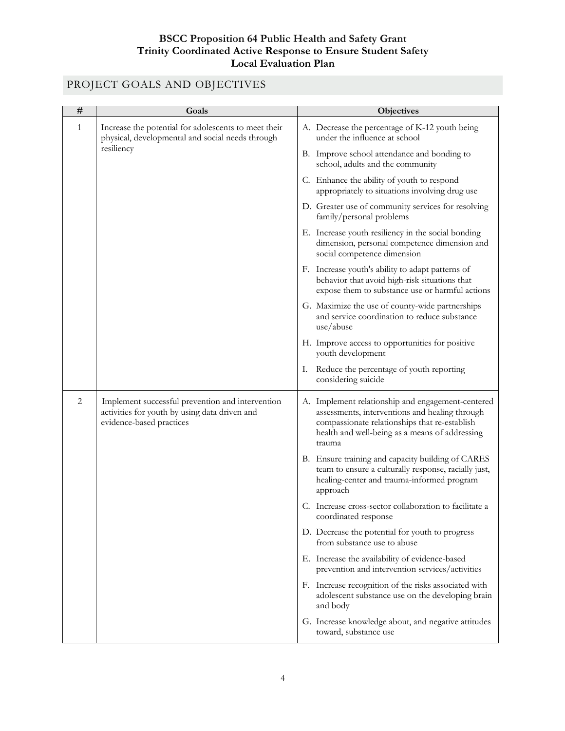**BSCC Proposition 64 Public Health and Safety Grant**
**Trinity Coordinated Active Response to Ensure Student Safety**
**Local Evaluation Plan**

## PROJECT GOALS AND OBJECTIVES

| # | Goals | Objectives |
|---|---|---|
| 1 | Increase the potential for adolescents to meet their physical, developmental and social needs through resiliency | A. Decrease the percentage of K-12 youth being under the influence at school<br>B. Improve school attendance and bonding to school, adults and the community<br>C. Enhance the ability of youth to respond appropriately to situations involving drug use<br>D. Greater use of community services for resolving family/personal problems<br>E. Increase youth resiliency in the social bonding dimension, personal competence dimension and social competence dimension<br>F. Increase youth's ability to adapt patterns of behavior that avoid high-risk situations that expose them to substance use or harmful actions<br>G. Maximize the use of county-wide partnerships and service coordination to reduce substance use/abuse<br>H. Improve access to opportunities for positive youth development<br>I. Reduce the percentage of youth reporting considering suicide |
| 2 | Implement successful prevention and intervention activities for youth by using data driven and evidence-based practices | A. Implement relationship and engagement-centered assessments, interventions and healing through compassionate relationships that re-establish health and well-being as a means of addressing trauma<br>B. Ensure training and capacity building of CARES team to ensure a culturally response, racially just, healing-center and trauma-informed program approach<br>C. Increase cross-sector collaboration to facilitate a coordinated response<br>D. Decrease the potential for youth to progress from substance use to abuse<br>E. Increase the availability of evidence-based prevention and intervention services/activities<br>F. Increase recognition of the risks associated with adolescent substance use on the developing brain and body<br>G. Increase knowledge about, and negative attitudes toward, substance use |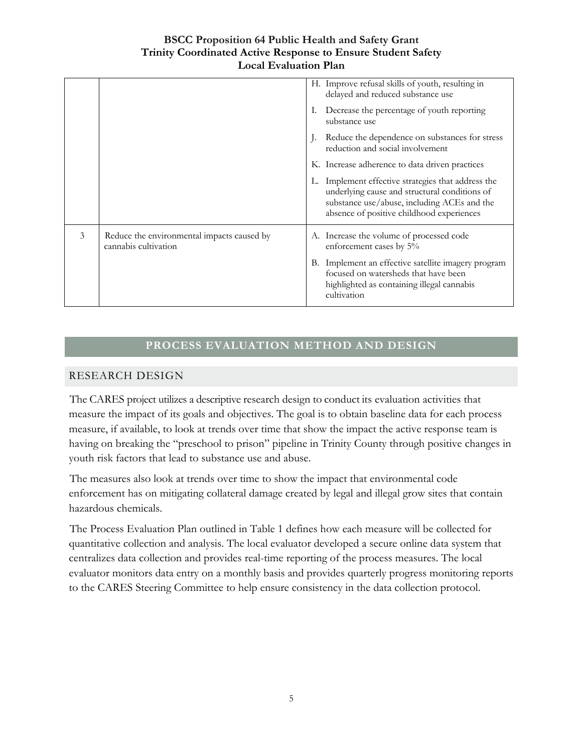| | | |
|---|---|---|
| | | H. Improve refusal skills of youth, resulting in delayed and reduced substance use<br>I. Decrease the percentage of youth reporting substance use<br>J. Reduce the dependence on substances for stress reduction and social involvement<br>K. Increase adherence to data driven practices<br>L. Implement effective strategies that address the underlying cause and structural conditions of substance use/abuse, including ACEs and the absence of positive childhood experiences |
| 3 | Reduce the environmental impacts caused by cannabis cultivation | A. Increase the volume of processed code enforcement cases by 5%<br>B. Implement an effective satellite imagery program focused on watersheds that have been highlighted as containing illegal cannabis cultivation |

# PROCESS EVALUATION METHOD AND DESIGN

## RESEARCH DESIGN

The CARES project utilizes a descriptive research design to conduct its evaluation activities that measure the impact of its goals and objectives. The goal is to obtain baseline data for each process measure, if available, to look at trends over time that show the impact the active response team is having on breaking the "preschool to prison" pipeline in Trinity County through positive changes in youth risk factors that lead to substance use and abuse.

The measures also look at trends over time to show the impact that environmental code enforcement has on mitigating collateral damage created by legal and illegal grow sites that contain hazardous chemicals.

The Process Evaluation Plan outlined in Table 1 defines how each measure will be collected for quantitative collection and analysis. The local evaluator developed a secure online data system that centralizes data collection and provides real-time reporting of the process measures. The local evaluator monitors data entry on a monthly basis and provides quarterly progress monitoring reports to the CARES Steering Committee to help ensure consistency in the data collection protocol.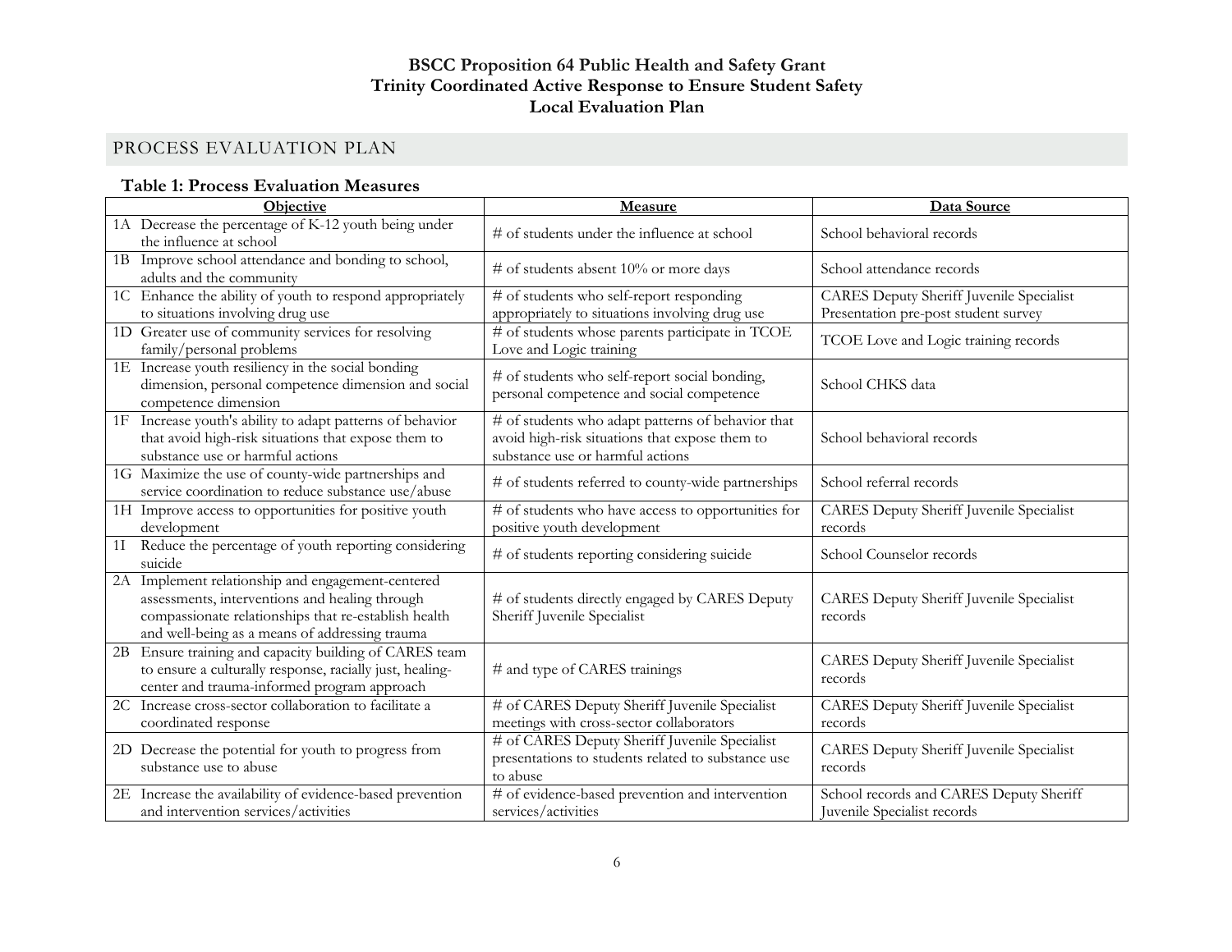# BSCC Proposition 64 Public Health and Safety Grant
# Trinity Coordinated Active Response to Ensure Student Safety
# Local Evaluation Plan

## PROCESS EVALUATION PLAN

### Table 1: Process Evaluation Measures

| Objective | Measure | Data Source |
|---|---|---|
| 1A Decrease the percentage of K-12 youth being under the influence at school | # of students under the influence at school | School behavioral records |
| 1B Improve school attendance and bonding to school, adults and the community | # of students absent 10% or more days | School attendance records |
| 1C Enhance the ability of youth to respond appropriately to situations involving drug use | # of students who self-report responding appropriately to situations involving drug use | CARES Deputy Sheriff Juvenile Specialist Presentation pre-post student survey |
| 1D Greater use of community services for resolving family/personal problems | # of students whose parents participate in TCOE Love and Logic training | TCOE Love and Logic training records |
| 1E Increase youth resiliency in the social bonding dimension, personal competence dimension and social competence dimension | # of students who self-report social bonding, personal competence and social competence | School CHKS data |
| 1F Increase youth's ability to adapt patterns of behavior that avoid high-risk situations that expose them to substance use or harmful actions | # of students who adapt patterns of behavior that avoid high-risk situations that expose them to substance use or harmful actions | School behavioral records |
| 1G Maximize the use of county-wide partnerships and service coordination to reduce substance use/abuse | # of students referred to county-wide partnerships | School referral records |
| 1H Improve access to opportunities for positive youth development | # of students who have access to opportunities for positive youth development | CARES Deputy Sheriff Juvenile Specialist records |
| 1I Reduce the percentage of youth reporting considering suicide | # of students reporting considering suicide | School Counselor records |
| 2A Implement relationship and engagement-centered assessments, interventions and healing through compassionate relationships that re-establish health and well-being as a means of addressing trauma | # of students directly engaged by CARES Deputy Sheriff Juvenile Specialist | CARES Deputy Sheriff Juvenile Specialist records |
| 2B Ensure training and capacity building of CARES team to ensure a culturally response, racially just, healing-center and trauma-informed program approach | # and type of CARES trainings | CARES Deputy Sheriff Juvenile Specialist records |
| 2C Increase cross-sector collaboration to facilitate a coordinated response | # of CARES Deputy Sheriff Juvenile Specialist meetings with cross-sector collaborators | CARES Deputy Sheriff Juvenile Specialist records |
| 2D Decrease the potential for youth to progress from substance use to abuse | # of CARES Deputy Sheriff Juvenile Specialist presentations to students related to substance use to abuse | CARES Deputy Sheriff Juvenile Specialist records |
| 2E Increase the availability of evidence-based prevention and intervention services/activities | # of evidence-based prevention and intervention services/activities | School records and CARES Deputy Sheriff Juvenile Specialist records |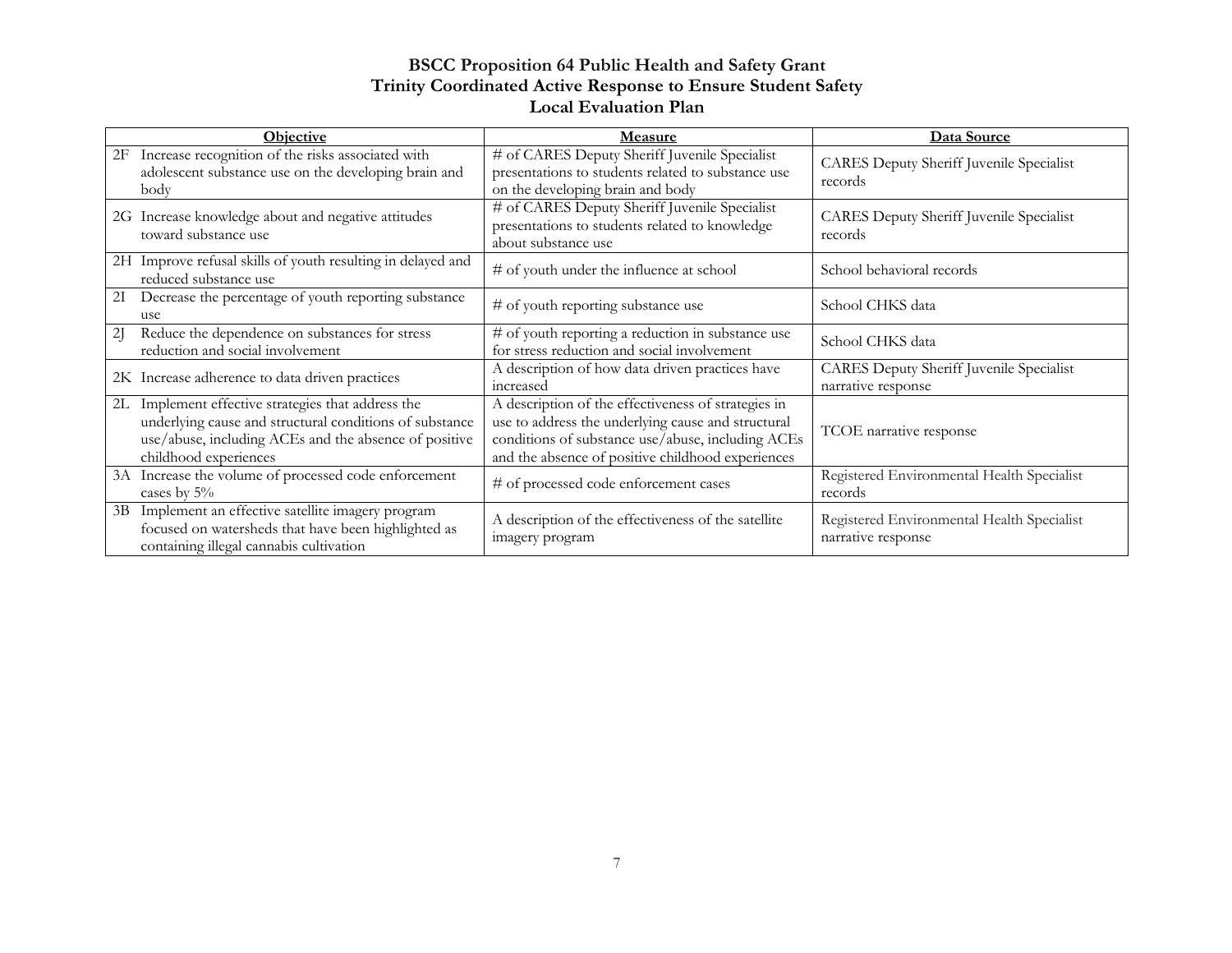# BSCC Proposition 64 Public Health and Safety Grant
## Trinity Coordinated Active Response to Ensure Student Safety
## Local Evaluation Plan

| Objective | Measure | Data Source |
| --- | --- | --- |
| 2F Increase recognition of the risks associated with adolescent substance use on the developing brain and body | # of CARES Deputy Sheriff Juvenile Specialist presentations to students related to substance use on the developing brain and body | CARES Deputy Sheriff Juvenile Specialist records |
| 2G Increase knowledge about and negative attitudes toward substance use | # of CARES Deputy Sheriff Juvenile Specialist presentations to students related to knowledge about substance use | CARES Deputy Sheriff Juvenile Specialist records |
| 2H Improve refusal skills of youth resulting in delayed and reduced substance use | # of youth under the influence at school | School behavioral records |
| 2I Decrease the percentage of youth reporting substance use | # of youth reporting substance use | School CHKS data |
| 2J Reduce the dependence on substances for stress reduction and social involvement | # of youth reporting a reduction in substance use for stress reduction and social involvement | School CHKS data |
| 2K Increase adherence to data driven practices | A description of how data driven practices have increased | CARES Deputy Sheriff Juvenile Specialist narrative response |
| 2L Implement effective strategies that address the underlying cause and structural conditions of substance use/abuse, including ACEs and the absence of positive childhood experiences | A description of the effectiveness of strategies in use to address the underlying cause and structural conditions of substance use/abuse, including ACEs and the absence of positive childhood experiences | TCOE narrative response |
| 3A Increase the volume of processed code enforcement cases by 5% | # of processed code enforcement cases | Registered Environmental Health Specialist records |
| 3B Implement an effective satellite imagery program focused on watersheds that have been highlighted as containing illegal cannabis cultivation | A description of the effectiveness of the satellite imagery program | Registered Environmental Health Specialist narrative response |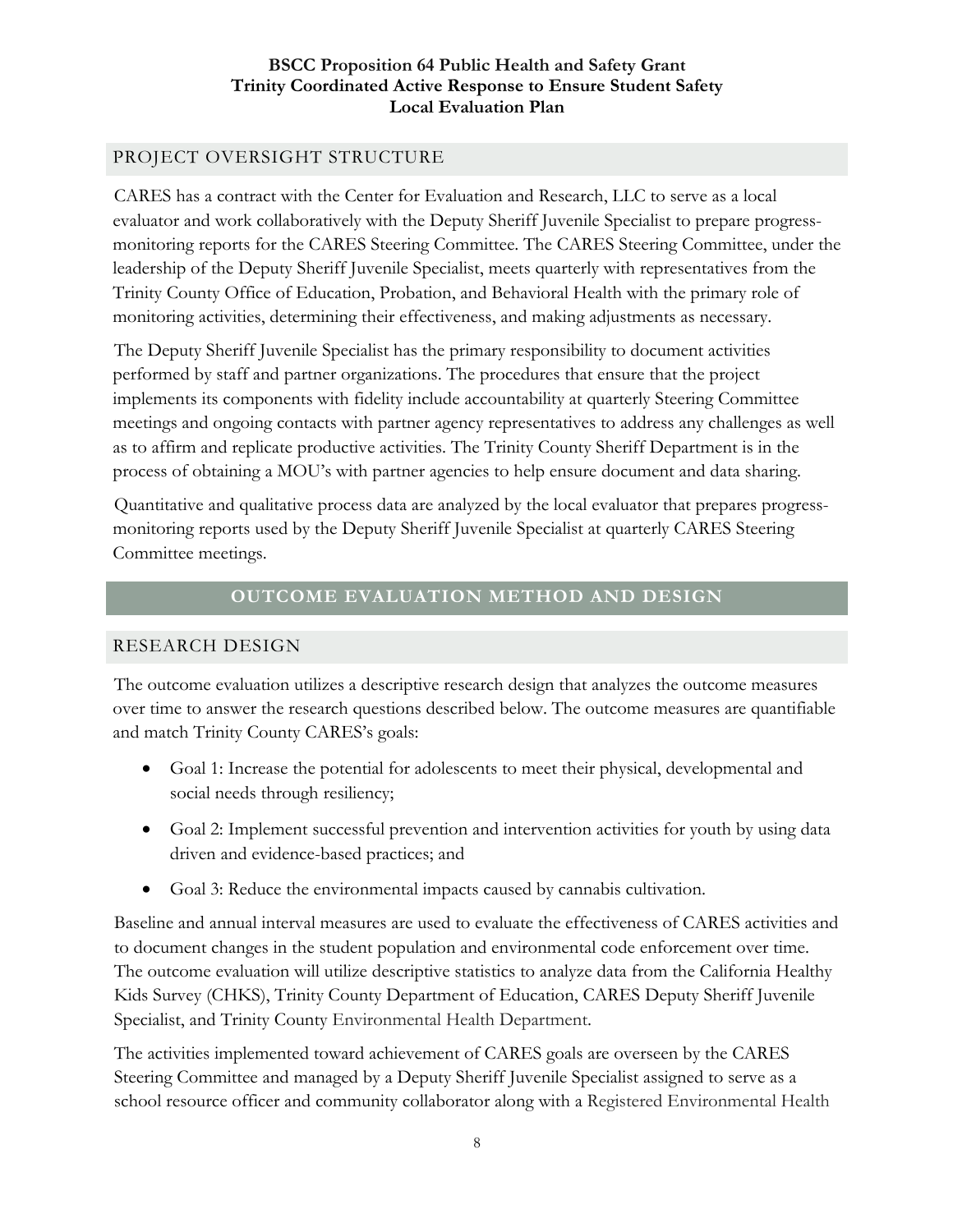## PROJECT OVERSIGHT STRUCTURE

CARES has a contract with the Center for Evaluation and Research, LLC to serve as a local evaluator and work collaboratively with the Deputy Sheriff Juvenile Specialist to prepare progress-monitoring reports for the CARES Steering Committee. The CARES Steering Committee, under the leadership of the Deputy Sheriff Juvenile Specialist, meets quarterly with representatives from the Trinity County Office of Education, Probation, and Behavioral Health with the primary role of monitoring activities, determining their effectiveness, and making adjustments as necessary.

The Deputy Sheriff Juvenile Specialist has the primary responsibility to document activities performed by staff and partner organizations. The procedures that ensure that the project implements its components with fidelity include accountability at quarterly Steering Committee meetings and ongoing contacts with partner agency representatives to address any challenges as well as to affirm and replicate productive activities. The Trinity County Sheriff Department is in the process of obtaining a MOU's with partner agencies to help ensure document and data sharing.

Quantitative and qualitative process data are analyzed by the local evaluator that prepares progress-monitoring reports used by the Deputy Sheriff Juvenile Specialist at quarterly CARES Steering Committee meetings.

# OUTCOME EVALUATION METHOD AND DESIGN

## RESEARCH DESIGN

The outcome evaluation utilizes a descriptive research design that analyzes the outcome measures over time to answer the research questions described below. The outcome measures are quantifiable and match Trinity County CARES's goals:

- Goal 1: Increase the potential for adolescents to meet their physical, developmental and social needs through resiliency;
- Goal 2: Implement successful prevention and intervention activities for youth by using data driven and evidence-based practices; and
- Goal 3: Reduce the environmental impacts caused by cannabis cultivation.

Baseline and annual interval measures are used to evaluate the effectiveness of CARES activities and to document changes in the student population and environmental code enforcement over time. The outcome evaluation will utilize descriptive statistics to analyze data from the California Healthy Kids Survey (CHKS), Trinity County Department of Education, CARES Deputy Sheriff Juvenile Specialist, and Trinity County Environmental Health Department.

The activities implemented toward achievement of CARES goals are overseen by the CARES Steering Committee and managed by a Deputy Sheriff Juvenile Specialist assigned to serve as a school resource officer and community collaborator along with a Registered Environmental Health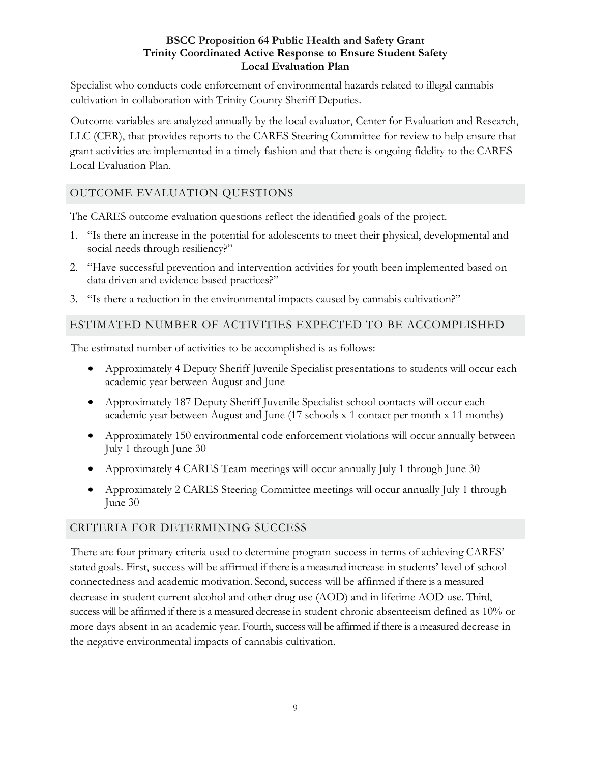Specialist who conducts code enforcement of environmental hazards related to illegal cannabis cultivation in collaboration with Trinity County Sheriff Deputies.

Outcome variables are analyzed annually by the local evaluator, Center for Evaluation and Research, LLC (CER), that provides reports to the CARES Steering Committee for review to help ensure that grant activities are implemented in a timely fashion and that there is ongoing fidelity to the CARES Local Evaluation Plan.

## OUTCOME EVALUATION QUESTIONS

The CARES outcome evaluation questions reflect the identified goals of the project.

1. "Is there an increase in the potential for adolescents to meet their physical, developmental and social needs through resiliency?"
2. "Have successful prevention and intervention activities for youth been implemented based on data driven and evidence-based practices?"
3. "Is there a reduction in the environmental impacts caused by cannabis cultivation?"

## ESTIMATED NUMBER OF ACTIVITIES EXPECTED TO BE ACCOMPLISHED

The estimated number of activities to be accomplished is as follows:

- Approximately 4 Deputy Sheriff Juvenile Specialist presentations to students will occur each academic year between August and June
- Approximately 187 Deputy Sheriff Juvenile Specialist school contacts will occur each academic year between August and June (17 schools x 1 contact per month x 11 months)
- Approximately 150 environmental code enforcement violations will occur annually between July 1 through June 30
- Approximately 4 CARES Team meetings will occur annually July 1 through June 30
- Approximately 2 CARES Steering Committee meetings will occur annually July 1 through June 30

## CRITERIA FOR DETERMINING SUCCESS

There are four primary criteria used to determine program success in terms of achieving CARES' stated goals. First, success will be affirmed if there is a measured increase in students' level of school connectedness and academic motivation. Second, success will be affirmed if there is a measured decrease in student current alcohol and other drug use (AOD) and in lifetime AOD use. Third, success will be affirmed if there is a measured decrease in student chronic absenteeism defined as 10% or more days absent in an academic year. Fourth, success will be affirmed if there is a measured decrease in the negative environmental impacts of cannabis cultivation.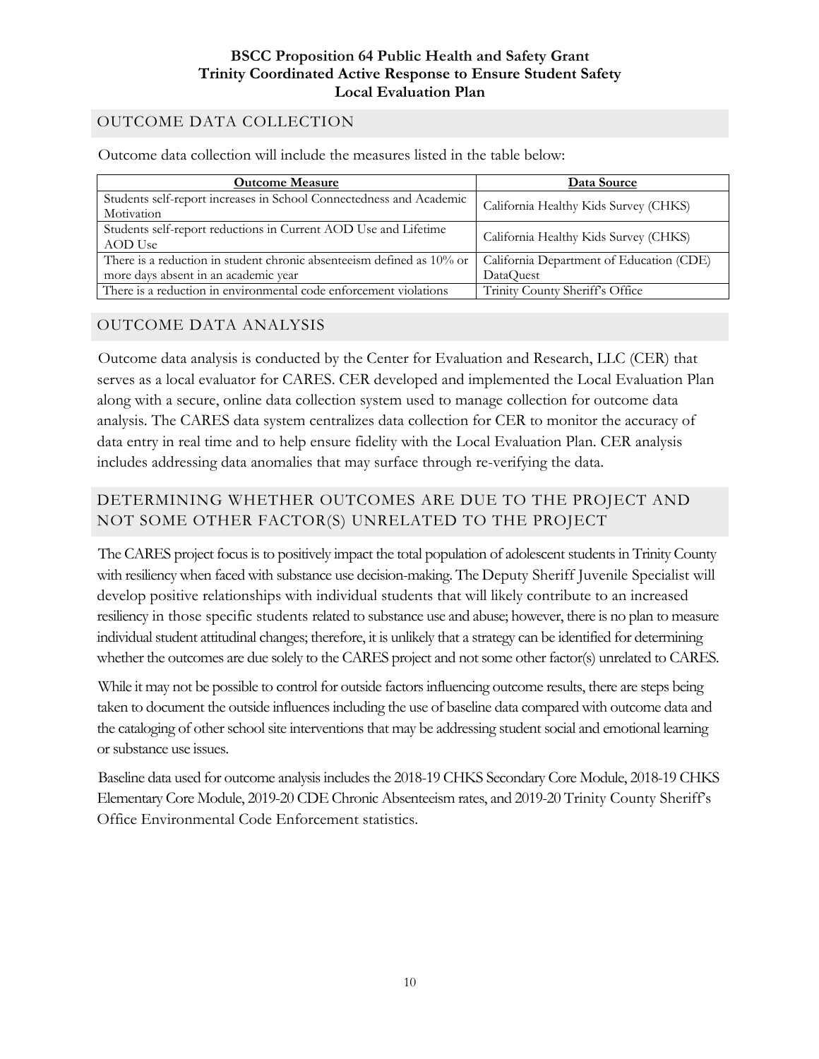## OUTCOME DATA COLLECTION

Outcome data collection will include the measures listed in the table below:

| Outcome Measure | Data Source |
|---|---|
| Students self-report increases in School Connectedness and Academic Motivation | California Healthy Kids Survey (CHKS) |
| Students self-report reductions in Current AOD Use and Lifetime AOD Use | California Healthy Kids Survey (CHKS) |
| There is a reduction in student chronic absenteeism defined as 10% or more days absent in an academic year | California Department of Education (CDE) DataQuest |
| There is a reduction in environmental code enforcement violations | Trinity County Sheriff's Office |

## OUTCOME DATA ANALYSIS

Outcome data analysis is conducted by the Center for Evaluation and Research, LLC (CER) that serves as a local evaluator for CARES. CER developed and implemented the Local Evaluation Plan along with a secure, online data collection system used to manage collection for outcome data analysis. The CARES data system centralizes data collection for CER to monitor the accuracy of data entry in real time and to help ensure fidelity with the Local Evaluation Plan. CER analysis includes addressing data anomalies that may surface through re-verifying the data.

## DETERMINING WHETHER OUTCOMES ARE DUE TO THE PROJECT AND NOT SOME OTHER FACTOR(S) UNRELATED TO THE PROJECT

The CARES project focus is to positively impact the total population of adolescent students in Trinity County with resiliency when faced with substance use decision-making. The Deputy Sheriff Juvenile Specialist will develop positive relationships with individual students that will likely contribute to an increased resiliency in those specific students related to substance use and abuse; however, there is no plan to measure individual student attitudinal changes; therefore, it is unlikely that a strategy can be identified for determining whether the outcomes are due solely to the CARES project and not some other factor(s) unrelated to CARES.

While it may not be possible to control for outside factors influencing outcome results, there are steps being taken to document the outside influences including the use of baseline data compared with outcome data and the cataloging of other school site interventions that may be addressing student social and emotional learning or substance use issues.

Baseline data used for outcome analysis includes the 2018-19 CHKS Secondary Core Module, 2018-19 CHKS Elementary Core Module, 2019-20 CDE Chronic Absenteeism rates, and 2019-20 Trinity County Sheriff's Office Environmental Code Enforcement statistics.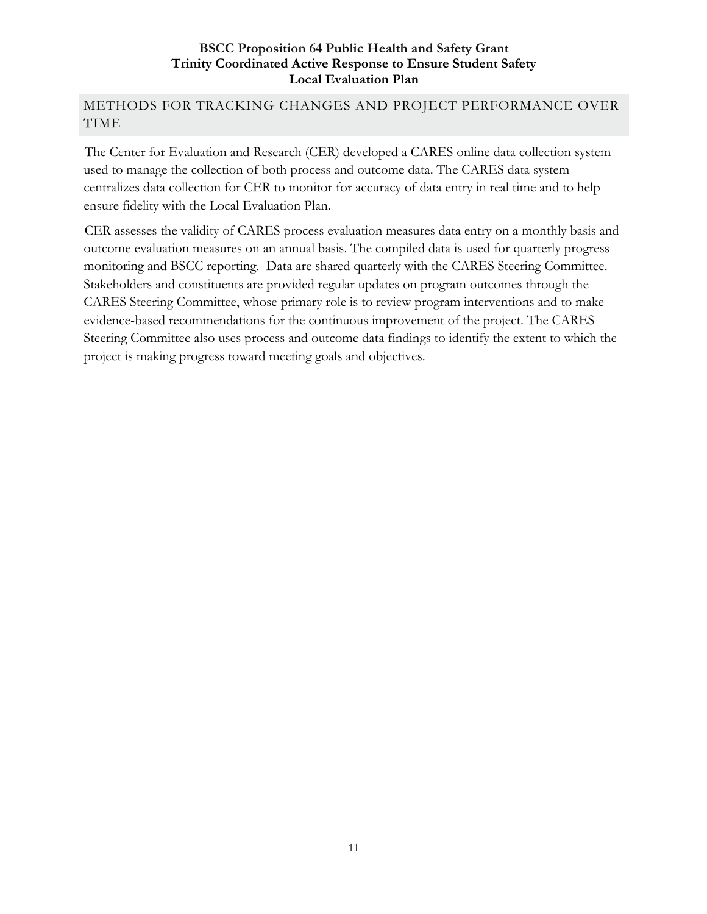## METHODS FOR TRACKING CHANGES AND PROJECT PERFORMANCE OVER TIME

The Center for Evaluation and Research (CER) developed a CARES online data collection system used to manage the collection of both process and outcome data. The CARES data system centralizes data collection for CER to monitor for accuracy of data entry in real time and to help ensure fidelity with the Local Evaluation Plan.

CER assesses the validity of CARES process evaluation measures data entry on a monthly basis and outcome evaluation measures on an annual basis. The compiled data is used for quarterly progress monitoring and BSCC reporting. Data are shared quarterly with the CARES Steering Committee. Stakeholders and constituents are provided regular updates on program outcomes through the CARES Steering Committee, whose primary role is to review program interventions and to make evidence-based recommendations for the continuous improvement of the project. The CARES Steering Committee also uses process and outcome data findings to identify the extent to which the project is making progress toward meeting goals and objectives.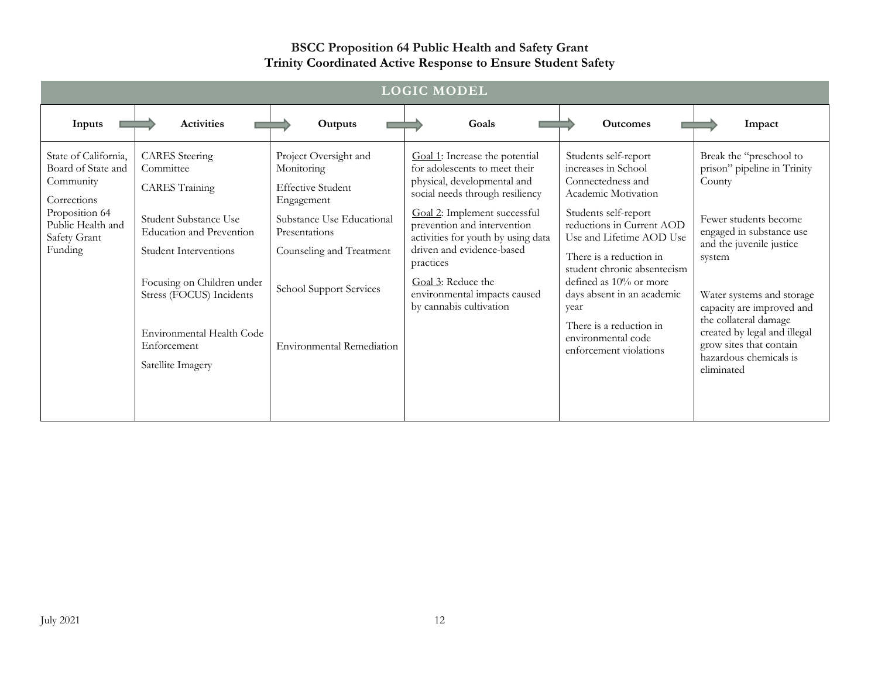**BSCC Proposition 64 Public Health and Safety Grant**
**Trinity Coordinated Active Response to Ensure Student Safety**

## LOGIC MODEL

| Inputs | Activities | Outputs | Goals | Outcomes | Impact |
|---|---|---|---|---|---|
| State of California, Board of State and Community Corrections Proposition 64 Public Health and Safety Grant Funding | CARES Steering Committee<br>CARES Training<br>Student Substance Use Education and Prevention<br>Student Interventions<br>Focusing on Children under Stress (FOCUS) Incidents<br>Environmental Health Code Enforcement<br>Satellite Imagery | Project Oversight and Monitoring<br>Effective Student Engagement<br>Substance Use Educational Presentations<br>Counseling and Treatment<br>School Support Services<br>Environmental Remediation | Goal 1: Increase the potential for adolescents to meet their physical, developmental and social needs through resiliency<br>Goal 2: Implement successful prevention and intervention activities for youth by using data driven and evidence-based practices<br>Goal 3: Reduce the environmental impacts caused by cannabis cultivation | Students self-report increases in School Connectedness and Academic Motivation<br>Students self-report reductions in Current AOD Use and Lifetime AOD Use<br>There is a reduction in student chronic absenteeism defined as 10% or more days absent in an academic year<br>There is a reduction in environmental code enforcement violations | Break the "preschool to prison" pipeline in Trinity County<br>Fewer students become engaged in substance use and the juvenile justice system<br>Water systems and storage capacity are improved and the collateral damage created by legal and illegal grow sites that contain hazardous chemicals is eliminated |

July 2021